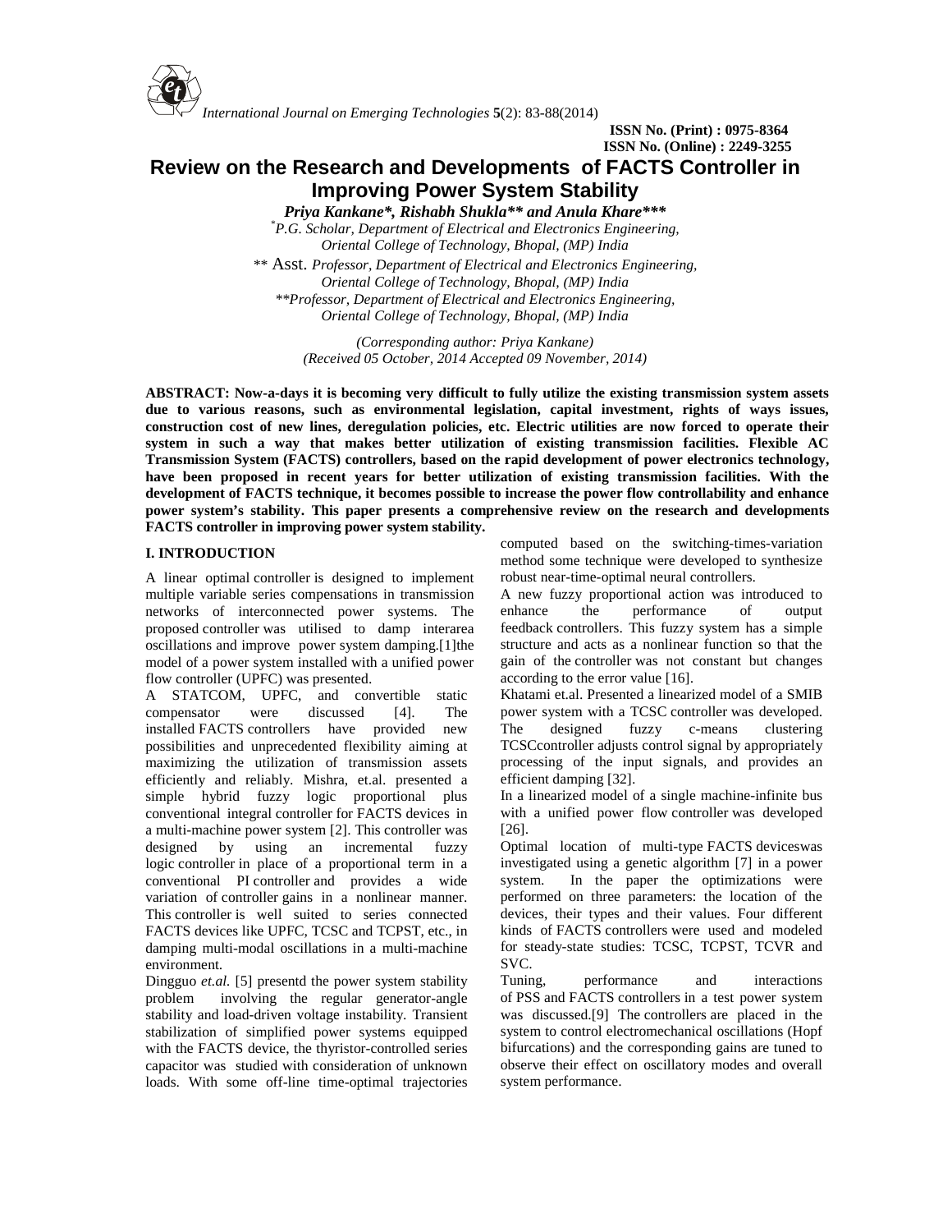# Review on the Research and Developments of FACTS Controller in Improving Power System Stability

***Priya Kankane\*, Rishabh Shukla\*\* and Anula Khare\*\*\****

*\*P.G. Scholar, Department of Electrical and Electronics Engineering, Oriental College of Technology, Bhopal, (MP) India*

*\*\* Asst. Professor, Department of Electrical and Electronics Engineering, Oriental College of Technology, Bhopal, (MP) India*

*\*\*Professor, Department of Electrical and Electronics Engineering, Oriental College of Technology, Bhopal, (MP) India*

*(Corresponding author: Priya Kankane)*
*(Received 05 October, 2014 Accepted 09 November, 2014)*

**ABSTRACT: Now-a-days it is becoming very difficult to fully utilize the existing transmission system assets due to various reasons, such as environmental legislation, capital investment, rights of ways issues, construction cost of new lines, deregulation policies, etc. Electric utilities are now forced to operate their system in such a way that makes better utilization of existing transmission facilities. Flexible AC Transmission System (FACTS) controllers, based on the rapid development of power electronics technology, have been proposed in recent years for better utilization of existing transmission facilities. With the development of FACTS technique, it becomes possible to increase the power flow controllability and enhance power system's stability. This paper presents a comprehensive review on the research and developments FACTS controller in improving power system stability.**

## I. INTRODUCTION

A linear optimal controller is designed to implement multiple variable series compensations in transmission networks of interconnected power systems. The proposed controller was utilised to damp interarea oscillations and improve power system damping.[1]the model of a power system installed with a unified power flow controller (UPFC) was presented.

A STATCOM, UPFC, and convertible static compensator were discussed [4]. The installed FACTS controllers have provided new possibilities and unprecedented flexibility aiming at maximizing the utilization of transmission assets efficiently and reliably. Mishra, et.al. presented a simple hybrid fuzzy logic proportional plus conventional integral controller for FACTS devices in a multi-machine power system [2]. This controller was designed by using an incremental fuzzy logic controller in place of a proportional term in a conventional PI controller and provides a wide variation of controller gains in a nonlinear manner. This controller is well suited to series connected FACTS devices like UPFC, TCSC and TCPST, etc., in damping multi-modal oscillations in a multi-machine environment.

Dingguo *et.al.* [5] presentd the power system stability problem involving the regular generator-angle stability and load-driven voltage instability. Transient stabilization of simplified power systems equipped with the FACTS device, the thyristor-controlled series capacitor was studied with consideration of unknown loads. With some off-line time-optimal trajectories computed based on the switching-times-variation method some technique were developed to synthesize robust near-time-optimal neural controllers.

A new fuzzy proportional action was introduced to enhance the performance of output feedback controllers. This fuzzy system has a simple structure and acts as a nonlinear function so that the gain of the controller was not constant but changes according to the error value [16].

Khatami et.al. Presented a linearized model of a SMIB power system with a TCSC controller was developed. The designed fuzzy c-means clustering TCSCcontroller adjusts control signal by appropriately processing of the input signals, and provides an efficient damping [32].

In a linearized model of a single machine-infinite bus with a unified power flow controller was developed [26].

Optimal location of multi-type FACTS deviceswas investigated using a genetic algorithm [7] in a power system. In the paper the optimizations were performed on three parameters: the location of the devices, their types and their values. Four different kinds of FACTS controllers were used and modeled for steady-state studies: TCSC, TCPST, TCVR and SVC.

Tuning, performance and interactions of PSS and FACTS controllers in a test power system was discussed.[9] The controllers are placed in the system to control electromechanical oscillations (Hopf bifurcations) and the corresponding gains are tuned to observe their effect on oscillatory modes and overall system performance.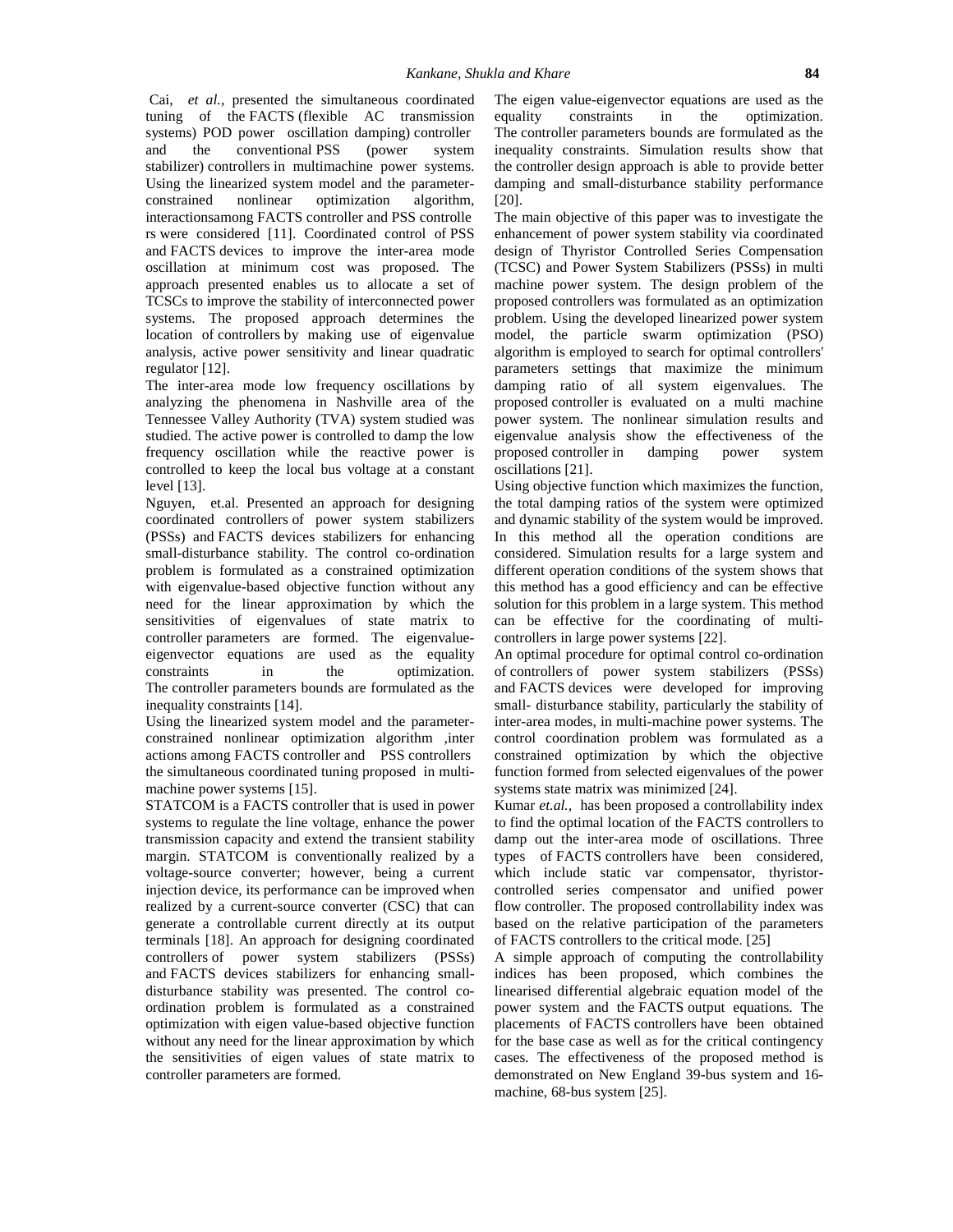Cai, *et al.*, presented the simultaneous coordinated tuning of the FACTS (flexible AC transmission systems) POD power oscillation damping) controller and the conventional PSS (power system stabilizer) controllers in multimachine power systems. Using the linearized system model and the parameter-constrained nonlinear optimization algorithm, interactionsamong FACTS controller and PSS controlle rs were considered [11]. Coordinated control of PSS and FACTS devices to improve the inter-area mode oscillation at minimum cost was proposed. The approach presented enables us to allocate a set of TCSCs to improve the stability of interconnected power systems. The proposed approach determines the location of controllers by making use of eigenvalue analysis, active power sensitivity and linear quadratic regulator [12].

The inter-area mode low frequency oscillations by analyzing the phenomena in Nashville area of the Tennessee Valley Authority (TVA) system studied was studied. The active power is controlled to damp the low frequency oscillation while the reactive power is controlled to keep the local bus voltage at a constant level [13].

Nguyen, et.al. Presented an approach for designing coordinated controllers of power system stabilizers (PSSs) and FACTS devices stabilizers for enhancing small-disturbance stability. The control co-ordination problem is formulated as a constrained optimization with eigenvalue-based objective function without any need for the linear approximation by which the sensitivities of eigenvalues of state matrix to controller parameters are formed. The eigenvalue-eigenvector equations are used as the equality constraints in the optimization. The controller parameters bounds are formulated as the inequality constraints [14].

Using the linearized system model and the parameter-constrained nonlinear optimization algorithm ,inter actions among FACTS controller and PSS controllers the simultaneous coordinated tuning proposed in multi-machine power systems [15].

STATCOM is a FACTS controller that is used in power systems to regulate the line voltage, enhance the power transmission capacity and extend the transient stability margin. STATCOM is conventionally realized by a voltage-source converter; however, being a current injection device, its performance can be improved when realized by a current-source converter (CSC) that can generate a controllable current directly at its output terminals [18]. An approach for designing coordinated controllers of power system stabilizers (PSSs) and FACTS devices stabilizers for enhancing small-disturbance stability was presented. The control co-ordination problem is formulated as a constrained optimization with eigen value-based objective function without any need for the linear approximation by which the sensitivities of eigen values of state matrix to controller parameters are formed. The eigen value-eigenvector equations are used as the equality constraints in the optimization. The controller parameters bounds are formulated as the inequality constraints. Simulation results show that the controller design approach is able to provide better damping and small-disturbance stability performance [20].

The main objective of this paper was to investigate the enhancement of power system stability via coordinated design of Thyristor Controlled Series Compensation (TCSC) and Power System Stabilizers (PSSs) in multi machine power system. The design problem of the proposed controllers was formulated as an optimization problem. Using the developed linearized power system model, the particle swarm optimization (PSO) algorithm is employed to search for optimal controllers' parameters settings that maximize the minimum damping ratio of all system eigenvalues. The proposed controller is evaluated on a multi machine power system. The nonlinear simulation results and eigenvalue analysis show the effectiveness of the proposed controller in damping power system oscillations [21].

Using objective function which maximizes the function, the total damping ratios of the system were optimized and dynamic stability of the system would be improved. In this method all the operation conditions are considered. Simulation results for a large system and different operation conditions of the system shows that this method has a good efficiency and can be effective solution for this problem in a large system. This method can be effective for the coordinating of multi-controllers in large power systems [22].

An optimal procedure for optimal control co-ordination of controllers of power system stabilizers (PSSs) and FACTS devices were developed for improving small- disturbance stability, particularly the stability of inter-area modes, in multi-machine power systems. The control coordination problem was formulated as a constrained optimization by which the objective function formed from selected eigenvalues of the power systems state matrix was minimized [24].

Kumar *et.al.,* has been proposed a controllability index to find the optimal location of the FACTS controllers to damp out the inter-area mode of oscillations. Three types of FACTS controllers have been considered, which include static var compensator, thyristor-controlled series compensator and unified power flow controller. The proposed controllability index was based on the relative participation of the parameters of FACTS controllers to the critical mode. [25]

A simple approach of computing the controllability indices has been proposed, which combines the linearised differential algebraic equation model of the power system and the FACTS output equations. The placements of FACTS controllers have been obtained for the base case as well as for the critical contingency cases. The effectiveness of the proposed method is demonstrated on New England 39-bus system and 16-machine, 68-bus system [25].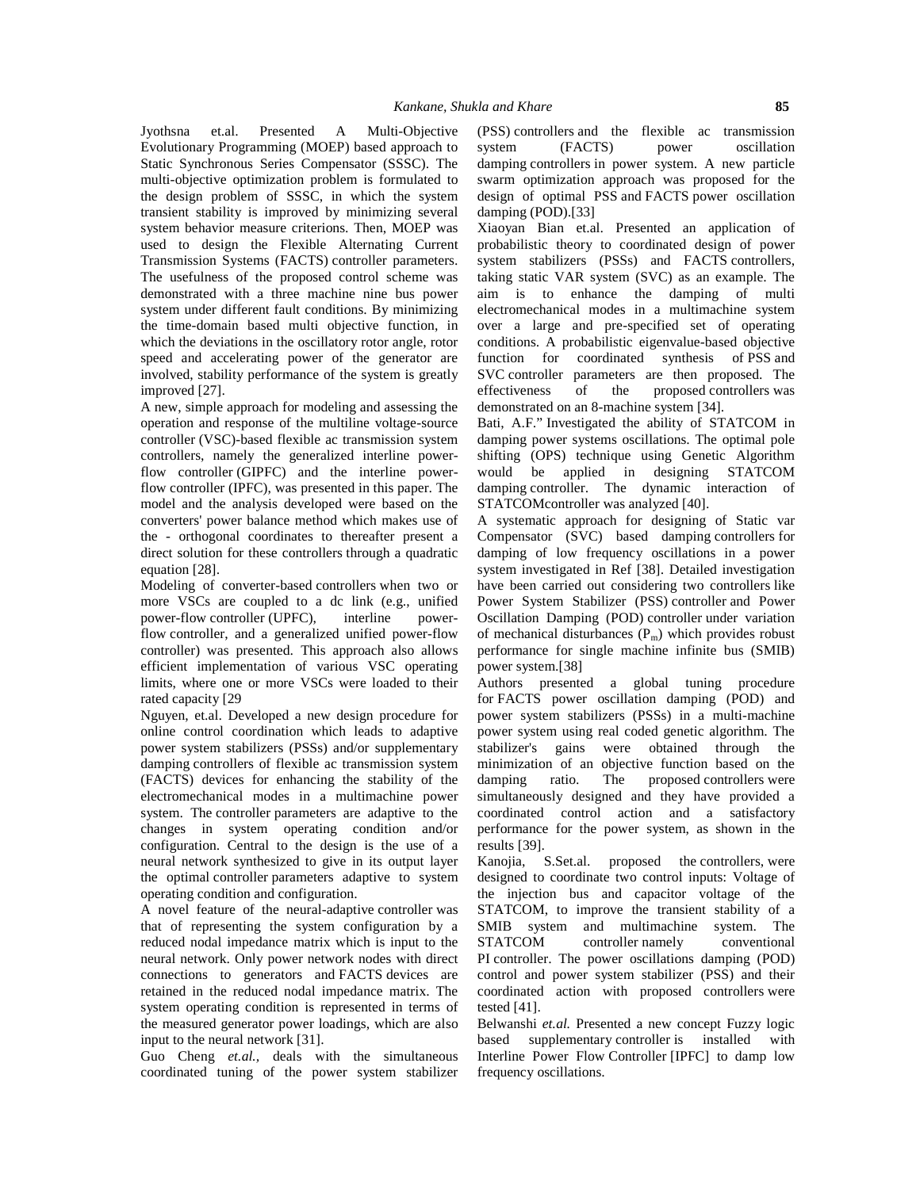Jyothsna et.al. Presented A Multi-Objective Evolutionary Programming (MOEP) based approach to Static Synchronous Series Compensator (SSSC). The multi-objective optimization problem is formulated to the design problem of SSSC, in which the system transient stability is improved by minimizing several system behavior measure criterions. Then, MOEP was used to design the Flexible Alternating Current Transmission Systems (FACTS) controller parameters. The usefulness of the proposed control scheme was demonstrated with a three machine nine bus power system under different fault conditions. By minimizing the time-domain based multi objective function, in which the deviations in the oscillatory rotor angle, rotor speed and accelerating power of the generator are involved, stability performance of the system is greatly improved [27].

A new, simple approach for modeling and assessing the operation and response of the multiline voltage-source controller (VSC)-based flexible ac transmission system controllers, namely the generalized interline power-flow controller (GIPFC) and the interline power-flow controller (IPFC), was presented in this paper. The model and the analysis developed were based on the converters' power balance method which makes use of the - orthogonal coordinates to thereafter present a direct solution for these controllers through a quadratic equation [28].

Modeling of converter-based controllers when two or more VSCs are coupled to a dc link (e.g., unified power-flow controller (UPFC), interline power-flow controller, and a generalized unified power-flow controller) was presented. This approach also allows efficient implementation of various VSC operating limits, where one or more VSCs were loaded to their rated capacity [29

Nguyen, et.al. Developed a new design procedure for online control coordination which leads to adaptive power system stabilizers (PSSs) and/or supplementary damping controllers of flexible ac transmission system (FACTS) devices for enhancing the stability of the electromechanical modes in a multimachine power system. The controller parameters are adaptive to the changes in system operating condition and/or configuration. Central to the design is the use of a neural network synthesized to give in its output layer the optimal controller parameters adaptive to system operating condition and configuration.

A novel feature of the neural-adaptive controller was that of representing the system configuration by a reduced nodal impedance matrix which is input to the neural network. Only power network nodes with direct connections to generators and FACTS devices are retained in the reduced nodal impedance matrix. The system operating condition is represented in terms of the measured generator power loadings, which are also input to the neural network [31].

Guo Cheng *et.al.,* deals with the simultaneous coordinated tuning of the power system stabilizer (PSS) controllers and the flexible ac transmission system (FACTS) power oscillation damping controllers in power system. A new particle swarm optimization approach was proposed for the design of optimal PSS and FACTS power oscillation damping (POD).[33]

Xiaoyan Bian et.al. Presented an application of probabilistic theory to coordinated design of power system stabilizers (PSSs) and FACTS controllers, taking static VAR system (SVC) as an example. The aim is to enhance the damping of multi electromechanical modes in a multimachine system over a large and pre-specified set of operating conditions. A probabilistic eigenvalue-based objective function for coordinated synthesis of PSS and SVC controller parameters are then proposed. The effectiveness of the proposed controllers was demonstrated on an 8-machine system [34].

Bati, A.F." Investigated the ability of STATCOM in damping power systems oscillations. The optimal pole shifting (OPS) technique using Genetic Algorithm would be applied in designing STATCOM damping controller. The dynamic interaction of STATCOMcontroller was analyzed [40].

A systematic approach for designing of Static var Compensator (SVC) based damping controllers for damping of low frequency oscillations in a power system investigated in Ref [38]. Detailed investigation have been carried out considering two controllers like Power System Stabilizer (PSS) controller and Power Oscillation Damping (POD) controller under variation of mechanical disturbances ($P_m$) which provides robust performance for single machine infinite bus (SMIB) power system.[38]

Authors presented a global tuning procedure for FACTS power oscillation damping (POD) and power system stabilizers (PSSs) in a multi-machine power system using real coded genetic algorithm. The stabilizer's gains were obtained through the minimization of an objective function based on the damping ratio. The proposed controllers were simultaneously designed and they have provided a coordinated control action and a satisfactory performance for the power system, as shown in the results [39].

Kanojia, S.Set.al. proposed the controllers, were designed to coordinate two control inputs: Voltage of the injection bus and capacitor voltage of the STATCOM, to improve the transient stability of a SMIB system and multimachine system. The STATCOM controller namely conventional PI controller. The power oscillations damping (POD) control and power system stabilizer (PSS) and their coordinated action with proposed controllers were tested [41].

Belwanshi *et.al.* Presented a new concept Fuzzy logic based supplementary controller is installed with Interline Power Flow Controller [IPFC] to damp low frequency oscillations.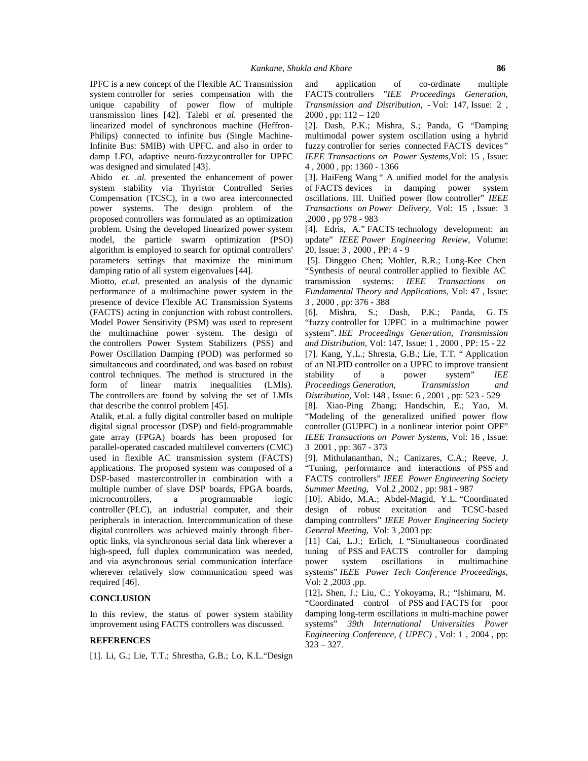IPFC is a new concept of the Flexible AC Transmission system controller for series compensation with the unique capability of power flow of multiple transmission lines [42]. Talebi *et al.* presented the linearized model of synchronous machine (Heffron-Philips) connected to infinite bus (Single Machine-Infinite Bus: SMIB) with UPFC. and also in order to damp LFO, adaptive neuro-fuzzycontroller for UPFC was designed and simulated [43].

Abido *et. .al.* presented the enhancement of power system stability via Thyristor Controlled Series Compensation (TCSC), in a two area interconnected power systems. The design problem of the proposed controllers was formulated as an optimization problem. Using the developed linearized power system model, the particle swarm optimization (PSO) algorithm is employed to search for optimal controllers' parameters settings that maximize the minimum damping ratio of all system eigenvalues [44].

Miotto, *et.al.* presented an analysis of the dynamic performance of a multimachine power system in the presence of device Flexible AC Transmission Systems (FACTS) acting in conjunction with robust controllers. Model Power Sensitivity (PSM) was used to represent the multimachine power system. The design of the controllers Power System Stabilizers (PSS) and Power Oscillation Damping (POD) was performed so simultaneous and coordinated, and was based on robust control techniques. The method is structured in the form of linear matrix inequalities (LMIs). The controllers are found by solving the set of LMIs that describe the control problem [45].

Atalik, et.al. a fully digital controller based on multiple digital signal processor (DSP) and field-programmable gate array (FPGA) boards has been proposed for parallel-operated cascaded multilevel converters (CMC) used in flexible AC transmission system (FACTS) applications. The proposed system was composed of a DSP-based mastercontroller in combination with a multiple number of slave DSP boards, FPGA boards, microcontrollers, a programmable logic controller (PLC), an industrial computer, and their peripherals in interaction. Intercommunication of these digital controllers was achieved mainly through fiber-optic links, via synchronous serial data link wherever a high-speed, full duplex communication was needed, and via asynchronous serial communication interface wherever relatively slow communication speed was required [46].

## CONCLUSION

In this review, the status of power system stability improvement using FACTS controllers was discussed.

## REFERENCES

[1]. Li, G.; Lie, T.T.; Shrestha, G.B.; Lo, K.L.“Design and application of co-ordinate multiple FACTS controllers ”*IEE Proceedings Generation, Transmission and Distribution*, - Vol: 147, Issue: 2 , 2000 , pp: 112 – 120

[2]. Dash, P.K.; Mishra, S.; Panda, G “Damping multimodal power system oscillation using a hybrid fuzzy controller for series connected FACTS devices*” IEEE Transactions on Power Systems,*Vol: 15 , Issue: 4 , 2000 , pp: 1360 - 1366

[3]. HaiFeng Wang “ A unified model for the analysis of FACTS devices in damping power system oscillations. III. Unified power flow controller” *IEEE Transactions on Power Delivery,* Vol: 15 , Issue: 3 ,2000 , pp 978 - 983

[4]. Edris, A.” FACTS technology development: an update” *IEEE Power Engineering Review*, Volume: 20, Issue: 3 , 2000 , PP: 4 - 9

[5]. Dingguo Chen; Mohler, R.R.; Lung-Kee Chen “Synthesis of neural controller applied to flexible AC transmission systems*: IEEE Transactions on Fundamental Theory and Applications,* Vol: 47 , Issue: 3 , 2000 , pp: 376 - 388

[6]. Mishra, S.; Dash, P.K.; Panda, G. TS “fuzzy controller for UPFC in a multimachine power system”. *IEE Proceedings Generation, Transmission and Distribution,* Vol: 147, Issue: 1 , 2000 , PP: 15 - 22

[7]. Kang, Y.L.; Shresta, G.B.; Lie, T.T. “ Application of an NLPID controller on a UPFC to improve transient stability of a power system” *IEE Proceedings Generation, Transmission and Distribution,* Vol: 148 , Issue: 6 , 2001 , pp: 523 - 529

[8]. Xiao-Ping Zhang; Handschin, E.; Yao, M. “Modeling of the generalized unified power flow controller (GUPFC) in a nonlinear interior point OPF” *IEEE Transactions on Power Systems,* Vol: 16 , Issue: 3 2001 , pp: 367 - 373

[9]. Mithulananthan, N.; Canizares, C.A.; Reeve, J. “Tuning, performance and interactions of PSS and FACTS controllers” *IEEE Power Engineering Society Summer Meeting,* Vol.2 ,2002 , pp: 981 - 987

[10]. Abido, M.A.; Abdel-Magid, Y.L. “Coordinated design of robust excitation and TCSC-based damping controllers” *IEEE Power Engineering Society General Meeting,* Vol: 3 ,2003 pp:

[11] Cai, L.J.; Erlich, I. “Simultaneous coordinated tuning of PSS and FACTS controller for damping power system oscillations in multimachine systems” *IEEE Power Tech Conference Proceedings,* Vol: 2 ,2003 ,pp.

[12]**.** Shen, J.; Liu, C.; Yokoyama, R.; “Ishimaru, M. “Coordinated control of PSS and FACTS for poor damping long-term oscillations in multi-machine power systems” *39th International Universities Power Engineering Conference, ( UPEC) ,* Vol: 1 , 2004 , pp: 323 – 327.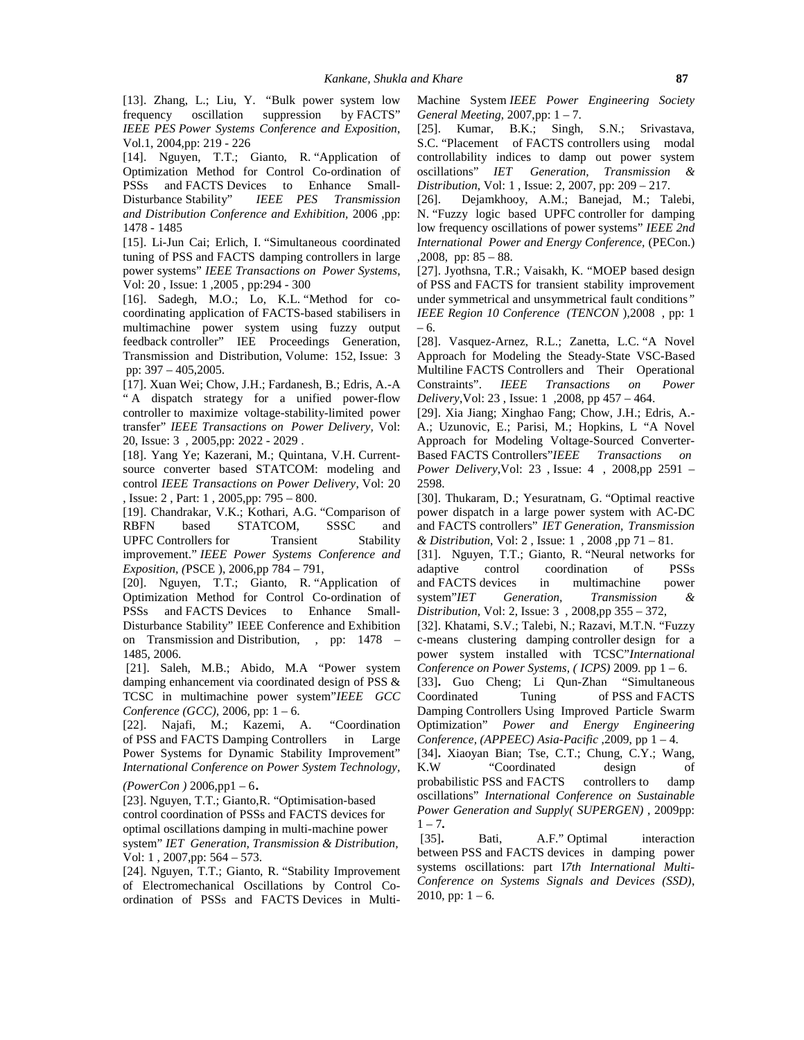[13]. Zhang, L.; Liu, Y. "Bulk power system low frequency oscillation suppression by FACTS" *IEEE PES Power Systems Conference and Exposition*, Vol.1, 2004,pp: 219 - 226

[14]. Nguyen, T.T.; Gianto, R. "Application of Optimization Method for Control Co-ordination of PSSs and FACTS Devices to Enhance Small-Disturbance Stability" *IEEE PES Transmission and Distribution Conference and Exhibition,* 2006 ,pp: 1478 - 1485

[15]. Li-Jun Cai; Erlich, I. "Simultaneous coordinated tuning of PSS and FACTS damping controllers in large power systems" *IEEE Transactions on Power Systems,* Vol: 20 , Issue: 1 ,2005 , pp:294 - 300

[16]. Sadegh, M.O.; Lo, K.L. "Method for co-coordinating application of FACTS-based stabilisers in multimachine power system using fuzzy output feedback controller" IEE Proceedings Generation, Transmission and Distribution, Volume: 152, Issue: 3 pp: 397 – 405,2005.

[17]. Xuan Wei; Chow, J.H.; Fardanesh, B.; Edris, A.-A " A dispatch strategy for a unified power-flow controller to maximize voltage-stability-limited power transfer" *IEEE Transactions on Power Delivery,* Vol: 20, Issue: 3 , 2005,pp: 2022 - 2029 .

[18]. Yang Ye; Kazerani, M.; Quintana, V.H. Current-source converter based STATCOM: modeling and control *IEEE Transactions on Power Delivery,* Vol: 20 , Issue: 2 , Part: 1 , 2005,pp: 795 – 800.

[19]. Chandrakar, V.K.; Kothari, A.G. "Comparison of RBFN based STATCOM, SSSC and UPFC Controllers for Transient Stability improvement." *IEEE Power Systems Conference and Exposition, (*PSCE ), 2006,pp 784 – 791,

[20]. Nguyen, T.T.; Gianto, R. "Application of Optimization Method for Control Co-ordination of PSSs and FACTS Devices to Enhance Small-Disturbance Stability" IEEE Conference and Exhibition on Transmission and Distribution, , pp: 1478 – 1485, 2006.

[21]. Saleh, M.B.; Abido, M.A "Power system damping enhancement via coordinated design of PSS & TCSC in multimachine power system"*IEEE GCC Conference (GCC),* 2006, pp: 1 – 6.

[22]. Najafi, M.; Kazemi, A. "Coordination of PSS and FACTS Damping Controllers in Large Power Systems for Dynamic Stability Improvement" *International Conference on Power System Technology, (PowerCon )* 2006,pp1 – 6**.**

[23]. Nguyen, T.T.; Gianto,R. "Optimisation-based control coordination of PSSs and FACTS devices for optimal oscillations damping in multi-machine power system" *IET Generation, Transmission & Distribution,* Vol: 1 , 2007,pp: 564 – 573.

[24]. Nguyen, T.T.; Gianto, R. "Stability Improvement of Electromechanical Oscillations by Control Co-ordination of PSSs and FACTS Devices in Multi-Machine System *IEEE Power Engineering Society General Meeting,* 2007,pp: 1 – 7.

[25]. Kumar, B.K.; Singh, S.N.; Srivastava, S.C. "Placement of FACTS controllers using modal controllability indices to damp out power system oscillations" *IET Generation, Transmission & Distribution,* Vol: 1 , Issue: 2, 2007, pp: 209 – 217.

[26]. Dejamkhooy, A.M.; Banejad, M.; Talebi, N. "Fuzzy logic based UPFC controller for damping low frequency oscillations of power systems" *IEEE 2nd International Power and Energy Conference,* (PECon.) ,2008, pp: 85 – 88.

[27]. Jyothsna, T.R.; Vaisakh, K. "MOEP based design of PSS and FACTS for transient stability improvement under symmetrical and unsymmetrical fault conditions*" IEEE Region 10 Conference (TENCON* ),2008 , pp: 1 – 6.

[28]. Vasquez-Arnez, R.L.; Zanetta, L.C. "A Novel Approach for Modeling the Steady-State VSC-Based Multiline FACTS Controllers and Their Operational Constraints". *IEEE Transactions on Power Delivery,*Vol: 23 , Issue: 1 ,2008, pp 457 – 464.

[29]. Xia Jiang; Xinghao Fang; Chow, J.H.; Edris, A.-A.; Uzunovic, E.; Parisi, M.; Hopkins, L "A Novel Approach for Modeling Voltage-Sourced Converter-Based FACTS Controllers"*IEEE Transactions on Power Delivery,*Vol: 23 , Issue: 4 , 2008,pp 2591 – 2598.

[30]. Thukaram, D.; Yesuratnam, G. "Optimal reactive power dispatch in a large power system with AC-DC and FACTS controllers" *IET Generation, Transmission & Distribution,* Vol: 2 , Issue: 1 , 2008 ,pp 71 – 81.

[31]. Nguyen, T.T.; Gianto, R. "Neural networks for adaptive control coordination of PSSs and FACTS devices in multimachine power system"*IET Generation, Transmission & Distribution,* Vol: 2, Issue: 3 , 2008,pp 355 – 372,

[32]. Khatami, S.V.; Talebi, N.; Razavi, M.T.N. "Fuzzy c-means clustering damping controller design for a power system installed with TCSC"*International Conference on Power Systems, ( ICPS)* 2009. pp 1 – 6.

[33]**.** Guo Cheng; Li Qun-Zhan "Simultaneous Coordinated Tuning of PSS and FACTS Damping Controllers Using Improved Particle Swarm Optimization" *Power and Energy Engineering Conference, (APPEEC) Asia-Pacific* ,2009, pp 1 – 4.

[34]**.** Xiaoyan Bian; Tse, C.T.; Chung, C.Y.; Wang, K.W "Coordinated design of probabilistic PSS and FACTS controllers to damp oscillations" *International Conference on Sustainable Power Generation and Supply( SUPERGEN)* , 2009pp: 1 – 7**.**

[35]**.** Bati, A.F." Optimal interaction between PSS and FACTS devices in damping power systems oscillations: part I*7th International Multi-Conference on Systems Signals and Devices (SSD)*, 2010, pp: 1 – 6.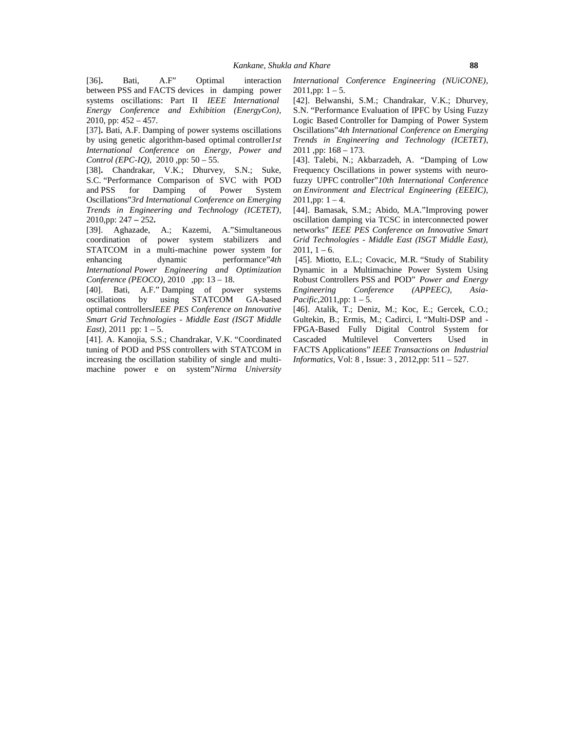[36]. Bati, A.F" Optimal interaction between PSS and FACTS devices in damping power systems oscillations: Part II *IEEE International Energy Conference and Exhibition (EnergyCon)*, 2010, pp: 452 – 457.

[37]. Bati, A.F. Damping of power systems oscillations by using genetic algorithm-based optimal controller*1st International Conference on Energy, Power and Control (EPC-IQ)*, 2010 ,pp: 50 – 55.

[38]. Chandrakar, V.K.; Dhurvey, S.N.; Suke, S.C. "Performance Comparison of SVC with POD and PSS for Damping of Power System Oscillations"*3rd International Conference on Emerging Trends in Engineering and Technology (ICETET)*, 2010,pp: 247 – 252.

[39]. Aghazade, A.; Kazemi, A."Simultaneous coordination of power system stabilizers and STATCOM in a multi-machine power system for enhancing dynamic performance"*4th International Power Engineering and Optimization Conference (PEOCO)*, 2010 ,pp: 13 – 18.

[40]. Bati, A.F." Damping of power systems oscillations by using STATCOM GA-based optimal controllers*IEEE PES Conference on Innovative Smart Grid Technologies - Middle East (ISGT Middle East)*, 2011 pp: 1 – 5.

[41]. A. Kanojia, S.S.; Chandrakar, V.K. "Coordinated tuning of POD and PSS controllers with STATCOM in increasing the oscillation stability of single and multi-machine power e on system"*Nirma University International Conference Engineering (NUiCONE)*, 2011,pp: 1 – 5.

[42]. Belwanshi, S.M.; Chandrakar, V.K.; Dhurvey, S.N. "Performance Evaluation of IPFC by Using Fuzzy Logic Based Controller for Damping of Power System Oscillations"*4th International Conference on Emerging Trends in Engineering and Technology (ICETET)*, 2011 ,pp: 168 – 173.

[43]. Talebi, N.; Akbarzadeh, A. "Damping of Low Frequency Oscillations in power systems with neuro-fuzzy UPFC controller"*10th International Conference on Environment and Electrical Engineering (EEEIC)*, 2011,pp: 1 – 4.

[44]. Bamasak, S.M.; Abido, M.A."Improving power oscillation damping via TCSC in interconnected power networks" *IEEE PES Conference on Innovative Smart Grid Technologies - Middle East (ISGT Middle East)*, 2011, 1 – 6.

[45]. Miotto, E.L.; Covacic, M.R. "Study of Stability Dynamic in a Multimachine Power System Using Robust Controllers PSS and POD" *Power and Energy Engineering Conference (APPEEC), Asia-Pacific*,2011,pp: 1 – 5.

[46]. Atalik, T.; Deniz, M.; Koc, E.; Gercek, C.O.; Gultekin, B.; Ermis, M.; Cadirci, I. "Multi-DSP and -FPGA-Based Fully Digital Control System for Cascaded Multilevel Converters Used in FACTS Applications" *IEEE Transactions on Industrial Informatics*, Vol: 8 , Issue: 3 , 2012,pp: 511 – 527.